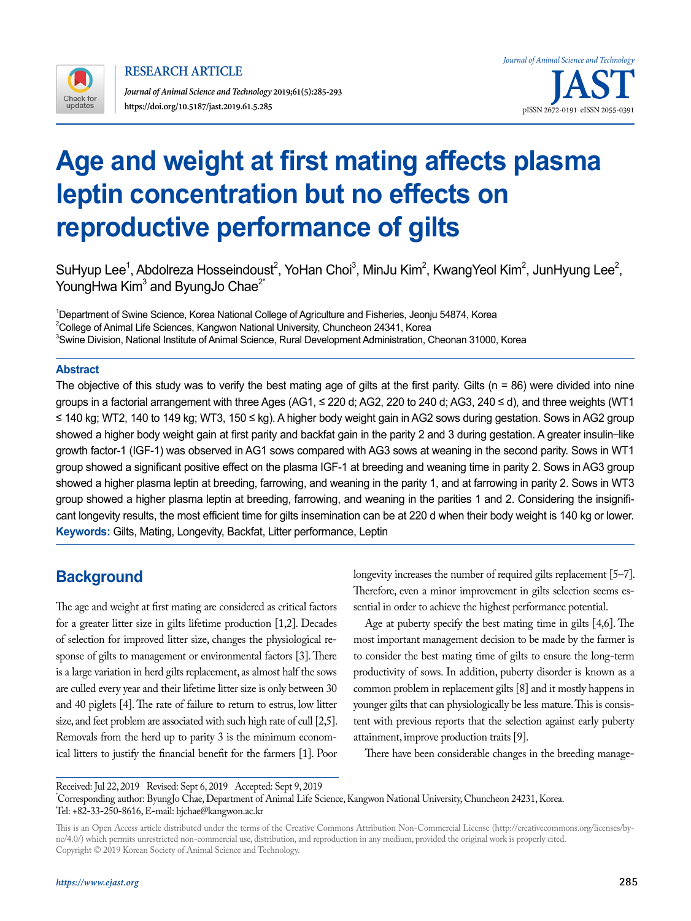RESEARCH ARTICLE

*Journal of Animal Science and Technology* 2019;61(5):285-293
https://doi.org/10.5187/jast.2019.61.5.285

# Age and weight at first mating affects plasma leptin concentration but no effects on reproductive performance of gilts

SuHyup Lee[1], Abdolreza Hosseindoust[2], YoHan Choi[3], MinJu Kim[2], KwangYeol Kim[2], JunHyung Lee[2], YoungHwa Kim[3] and ByungJo Chae[2*]

[1]Department of Swine Science, Korea National College of Agriculture and Fisheries, Jeonju 54874, Korea
[2]College of Animal Life Sciences, Kangwon National University, Chuncheon 24341, Korea
[3]Swine Division, National Institute of Animal Science, Rural Development Administration, Cheonan 31000, Korea

### Abstract

The objective of this study was to verify the best mating age of gilts at the first parity. Gilts (n = 86) were divided into nine groups in a factorial arrangement with three Ages (AG1, ≤ 220 d; AG2, 220 to 240 d; AG3, 240 ≤ d), and three weights (WT1 ≤ 140 kg; WT2, 140 to 149 kg; WT3, 150 ≤ kg). A higher body weight gain in AG2 sows during gestation. Sows in AG2 group showed a higher body weight gain at first parity and backfat gain in the parity 2 and 3 during gestation. A greater insulin–like growth factor-1 (IGF-1) was observed in AG1 sows compared with AG3 sows at weaning in the second parity. Sows in WT1 group showed a significant positive effect on the plasma IGF-1 at breeding and weaning time in parity 2. Sows in AG3 group showed a higher plasma leptin at breeding, farrowing, and weaning in the parity 1, and at farrowing in parity 2. Sows in WT3 group showed a higher plasma leptin at breeding, farrowing, and weaning in the parities 1 and 2. Considering the insignificant longevity results, the most efficient time for gilts insemination can be at 220 d when their body weight is 140 kg or lower.

**Keywords:** Gilts, Mating, Longevity, Backfat, Litter performance, Leptin

## Background

The age and weight at first mating are considered as critical factors for a greater litter size in gilts lifetime production [1,2]. Decades of selection for improved litter size, changes the physiological response of gilts to management or environmental factors [3]. There is a large variation in herd gilts replacement, as almost half the sows are culled every year and their lifetime litter size is only between 30 and 40 piglets [4]. The rate of failure to return to estrus, low litter size, and feet problem are associated with such high rate of cull [2,5]. Removals from the herd up to parity 3 is the minimum economical litters to justify the financial benefit for the farmers [1]. Poor longevity increases the number of required gilts replacement [5–7]. Therefore, even a minor improvement in gilts selection seems essential in order to achieve the highest performance potential.

Age at puberty specify the best mating time in gilts [4,6]. The most important management decision to be made by the farmer is to consider the best mating time of gilts to ensure the long-term productivity of sows. In addition, puberty disorder is known as a common problem in replacement gilts [8] and it mostly happens in younger gilts that can physiologically be less mature. This is consistent with previous reports that the selection against early puberty attainment, improve production traits [9].

There have been considerable changes in the breeding manage-

Received: Jul 22, 2019 Revised: Sept 6, 2019 Accepted: Sept 9, 2019
*Corresponding author: ByungJo Chae, Department of Animal Life Science, Kangwon National University, Chuncheon 24231, Korea.
Tel: +82-33-250-8616, E-mail: bjchae@kangwon.ac.kr

This is an Open Access article distributed under the terms of the Creative Commons Attribution Non-Commercial License (http://creativecommons.org/licenses/by-nc/4.0/) which permits unrestricted non-commercial use, distribution, and reproduction in any medium, provided the original work is properly cited.
Copyright © 2019 Korean Society of Animal Science and Technology.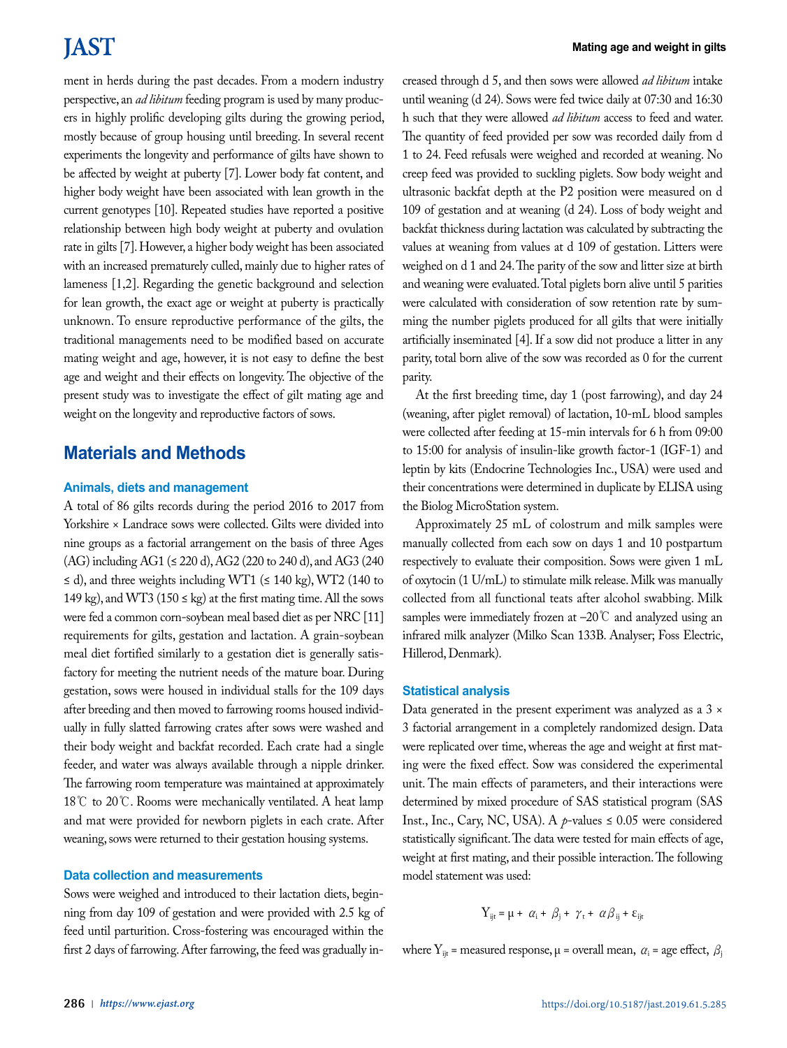ment in herds during the past decades. From a modern industry perspective, an *ad libitum* feeding program is used by many producers in highly prolific developing gilts during the growing period, mostly because of group housing until breeding. In several recent experiments the longevity and performance of gilts have shown to be affected by weight at puberty [7]. Lower body fat content, and higher body weight have been associated with lean growth in the current genotypes [10]. Repeated studies have reported a positive relationship between high body weight at puberty and ovulation rate in gilts [7]. However, a higher body weight has been associated with an increased prematurely culled, mainly due to higher rates of lameness [1,2]. Regarding the genetic background and selection for lean growth, the exact age or weight at puberty is practically unknown. To ensure reproductive performance of the gilts, the traditional managements need to be modified based on accurate mating weight and age, however, it is not easy to define the best age and weight and their effects on longevity. The objective of the present study was to investigate the effect of gilt mating age and weight on the longevity and reproductive factors of sows.

## Materials and Methods

### Animals, diets and management

A total of 86 gilts records during the period 2016 to 2017 from Yorkshire × Landrace sows were collected. Gilts were divided into nine groups as a factorial arrangement on the basis of three Ages (AG) including AG1 (≤ 220 d), AG2 (220 to 240 d), and AG3 (240 ≤ d), and three weights including WT1 (≤ 140 kg), WT2 (140 to 149 kg), and WT3 (150 ≤ kg) at the first mating time. All the sows were fed a common corn-soybean meal based diet as per NRC [11] requirements for gilts, gestation and lactation. A grain-soybean meal diet fortified similarly to a gestation diet is generally satisfactory for meeting the nutrient needs of the mature boar. During gestation, sows were housed in individual stalls for the 109 days after breeding and then moved to farrowing rooms housed individually in fully slatted farrowing crates after sows were washed and their body weight and backfat recorded. Each crate had a single feeder, and water was always available through a nipple drinker. The farrowing room temperature was maintained at approximately 18℃ to 20℃. Rooms were mechanically ventilated. A heat lamp and mat were provided for newborn piglets in each crate. After weaning, sows were returned to their gestation housing systems.

### Data collection and measurements

Sows were weighed and introduced to their lactation diets, beginning from day 109 of gestation and were provided with 2.5 kg of feed until parturition. Cross-fostering was encouraged within the first 2 days of farrowing. After farrowing, the feed was gradually increased through d 5, and then sows were allowed *ad libitum* intake until weaning (d 24). Sows were fed twice daily at 07:30 and 16:30 h such that they were allowed *ad libitum* access to feed and water. The quantity of feed provided per sow was recorded daily from d 1 to 24. Feed refusals were weighed and recorded at weaning. No creep feed was provided to suckling piglets. Sow body weight and ultrasonic backfat depth at the P2 position were measured on d 109 of gestation and at weaning (d 24). Loss of body weight and backfat thickness during lactation was calculated by subtracting the values at weaning from values at d 109 of gestation. Litters were weighed on d 1 and 24. The parity of the sow and litter size at birth and weaning were evaluated. Total piglets born alive until 5 parities were calculated with consideration of sow retention rate by summing the number piglets produced for all gilts that were initially artificially inseminated [4]. If a sow did not produce a litter in any parity, total born alive of the sow was recorded as 0 for the current parity.

At the first breeding time, day 1 (post farrowing), and day 24 (weaning, after piglet removal) of lactation, 10-mL blood samples were collected after feeding at 15-min intervals for 6 h from 09:00 to 15:00 for analysis of insulin-like growth factor-1 (IGF-1) and leptin by kits (Endocrine Technologies Inc., USA) were used and their concentrations were determined in duplicate by ELISA using the Biolog MicroStation system.

Approximately 25 mL of colostrum and milk samples were manually collected from each sow on days 1 and 10 postpartum respectively to evaluate their composition. Sows were given 1 mL of oxytocin (1 U/mL) to stimulate milk release. Milk was manually collected from all functional teats after alcohol swabbing. Milk samples were immediately frozen at −20℃ and analyzed using an infrared milk analyzer (Milko Scan 133B. Analyser; Foss Electric, Hillerod, Denmark).

### Statistical analysis

Data generated in the present experiment was analyzed as a 3 × 3 factorial arrangement in a completely randomized design. Data were replicated over time, whereas the age and weight at first mating were the fixed effect. Sow was considered the experimental unit. The main effects of parameters, and their interactions were determined by mixed procedure of SAS statistical program (SAS Inst., Inc., Cary, NC, USA). A $p$-values ≤ 0.05 were considered statistically significant. The data were tested for main effects of age, weight at first mating, and their possible interaction. The following model statement was used:

$$Y_{ijt} = \mu + \alpha_i + \beta_j + \gamma_t + \alpha\beta_{ij} + \varepsilon_{ijt}$$

where $Y_{ijt}$ = measured response, $\mu$ = overall mean, $\alpha_i$ = age effect, $\beta_j$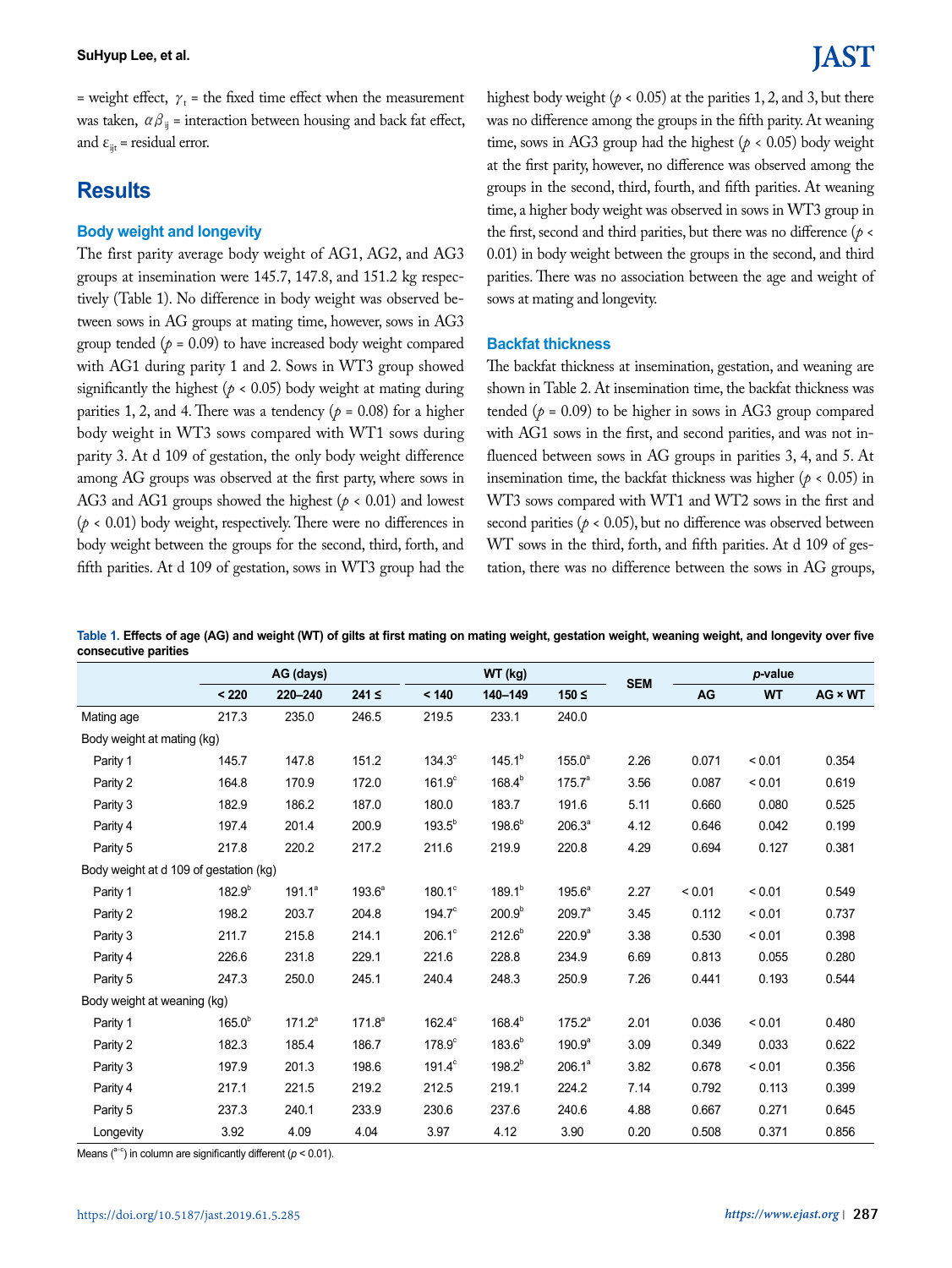= weight effect, $\gamma_t$ = the fixed time effect when the measurement was taken, $\alpha\beta_{ij}$ = interaction between housing and back fat effect, and $\varepsilon_{ijt}$ = residual error.

## Results

### Body weight and longevity

The first parity average body weight of AG1, AG2, and AG3 groups at insemination were 145.7, 147.8, and 151.2 kg respectively (Table 1). No difference in body weight was observed between sows in AG groups at mating time, however, sows in AG3 group tended ($p$ = 0.09) to have increased body weight compared with AG1 during parity 1 and 2. Sows in WT3 group showed significantly the highest ($p$ < 0.05) body weight at mating during parities 1, 2, and 4. There was a tendency ($p$ = 0.08) for a higher body weight in WT3 sows compared with WT1 sows during parity 3. At d 109 of gestation, the only body weight difference among AG groups was observed at the first parity, where sows in AG3 and AG1 groups showed the highest ($p$ < 0.01) and lowest ($p$ < 0.01) body weight, respectively. There were no differences in body weight between the groups for the second, third, forth, and fifth parities. At d 109 of gestation, sows in WT3 group had the highest body weight ($p$ < 0.05) at the parities 1, 2, and 3, but there was no difference among the groups in the fifth parity. At weaning time, sows in AG3 group had the highest ($p$ < 0.05) body weight at the first parity, however, no difference was observed among the groups in the second, third, fourth, and fifth parities. At weaning time, a higher body weight was observed in sows in WT3 group in the first, second and third parities, but there was no difference ($p$ < 0.01) in body weight between the groups in the second, and third parities. There was no association between the age and weight of sows at mating and longevity.

### Backfat thickness

The backfat thickness at insemination, gestation, and weaning are shown in Table 2. At insemination time, the backfat thickness was tended ($p$ = 0.09) to be higher in sows in AG3 group compared with AG1 sows in the first, and second parities, and was not influenced between sows in AG groups in parities 3, 4, and 5. At insemination time, the backfat thickness was higher ($p$ < 0.05) in WT3 sows compared with WT1 and WT2 sows in the first and second parities ($p$ < 0.05), but no difference was observed between WT sows in the third, forth, and fifth parities. At d 109 of gestation, there was no difference between the sows in AG groups,

**Table 1.** Effects of age (AG) and weight (WT) of gilts at first mating on mating weight, gestation weight, weaning weight, and longevity over five consecutive parities

| | AG (days) | | | WT (kg) | | | SEM | *p*-value | | |
|---|---|---|---|---|---|---|---|---|---|---|
| | < 220 | 220–240 | 241 ≤ | < 140 | 140–149 | 150 ≤ | | AG | WT | AG × WT |
| Mating age | 217.3 | 235.0 | 246.5 | 219.5 | 233.1 | 240.0 | | | | |
| Body weight at mating (kg) | | | | | | | | | | |
| Parity 1 | 145.7 | 147.8 | 151.2 | 134.3[c] | 145.1[b] | 155.0[a] | 2.26 | 0.071 | < 0.01 | 0.354 |
| Parity 2 | 164.8 | 170.9 | 172.0 | 161.9[c] | 168.4[b] | 175.7[a] | 3.56 | 0.087 | < 0.01 | 0.619 |
| Parity 3 | 182.9 | 186.2 | 187.0 | 180.0 | 183.7 | 191.6 | 5.11 | 0.660 | 0.080 | 0.525 |
| Parity 4 | 197.4 | 201.4 | 200.9 | 193.5[b] | 198.6[b] | 206.3[a] | 4.12 | 0.646 | 0.042 | 0.199 |
| Parity 5 | 217.8 | 220.2 | 217.2 | 211.6 | 219.9 | 220.8 | 4.29 | 0.694 | 0.127 | 0.381 |
| Body weight at d 109 of gestation (kg) | | | | | | | | | | |
| Parity 1 | 182.9[b] | 191.1[a] | 193.6[a] | 180.1[c] | 189.1[b] | 195.6[a] | 2.27 | < 0.01 | < 0.01 | 0.549 |
| Parity 2 | 198.2 | 203.7 | 204.8 | 194.7[c] | 200.9[b] | 209.7[a] | 3.45 | 0.112 | < 0.01 | 0.737 |
| Parity 3 | 211.7 | 215.8 | 214.1 | 206.1[c] | 212.6[b] | 220.9[a] | 3.38 | 0.530 | < 0.01 | 0.398 |
| Parity 4 | 226.6 | 231.8 | 229.1 | 221.6 | 228.8 | 234.9 | 6.69 | 0.813 | 0.055 | 0.280 |
| Parity 5 | 247.3 | 250.0 | 245.1 | 240.4 | 248.3 | 250.9 | 7.26 | 0.441 | 0.193 | 0.544 |
| Body weight at weaning (kg) | | | | | | | | | | |
| Parity 1 | 165.0[b] | 171.2[a] | 171.8[a] | 162.4[c] | 168.4[b] | 175.2[a] | 2.01 | 0.036 | < 0.01 | 0.480 |
| Parity 2 | 182.3 | 185.4 | 186.7 | 178.9[c] | 183.6[b] | 190.9[a] | 3.09 | 0.349 | 0.033 | 0.622 |
| Parity 3 | 197.9 | 201.3 | 198.6 | 191.4[c] | 198.2[b] | 206.1[a] | 3.82 | 0.678 | < 0.01 | 0.356 |
| Parity 4 | 217.1 | 221.5 | 219.2 | 212.5 | 219.1 | 224.2 | 7.14 | 0.792 | 0.113 | 0.399 |
| Parity 5 | 237.3 | 240.1 | 233.9 | 230.6 | 237.6 | 240.6 | 4.88 | 0.667 | 0.271 | 0.645 |
| Longevity | 3.92 | 4.09 | 4.04 | 3.97 | 4.12 | 3.90 | 0.20 | 0.508 | 0.371 | 0.856 |

Means ([a–c]) in column are significantly different ($p$ < 0.01).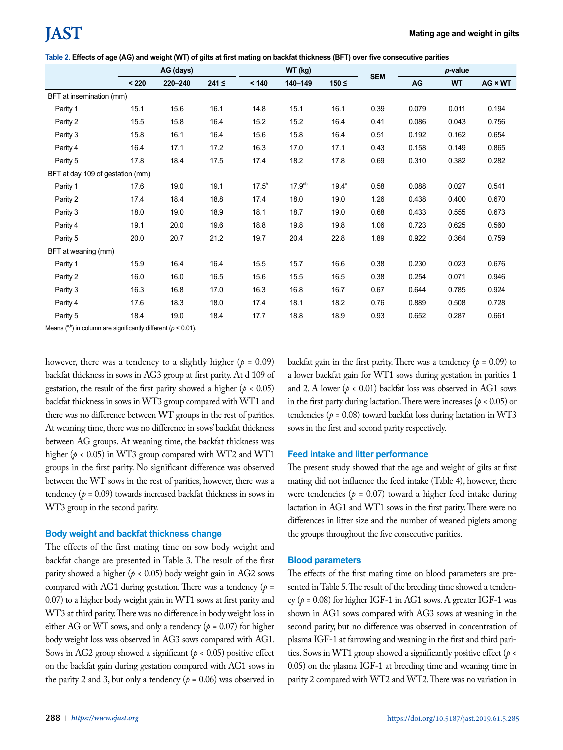**Table 2. Effects of age (AG) and weight (WT) of gilts at first mating on backfat thickness (BFT) over five consecutive parities**

| | AG (days) | | | WT (kg) | | | SEM | *p*-value | | |
|---|---|---|---|---|---|---|---|---|---|---|
| | < 220 | 220–240 | 241 ≤ | < 140 | 140–149 | 150 ≤ | | AG | WT | AG × WT |
| BFT at insemination (mm) | | | | | | | | | | |
| Parity 1 | 15.1 | 15.6 | 16.1 | 14.8 | 15.1 | 16.1 | 0.39 | 0.079 | 0.011 | 0.194 |
| Parity 2 | 15.5 | 15.8 | 16.4 | 15.2 | 15.2 | 16.4 | 0.41 | 0.086 | 0.043 | 0.756 |
| Parity 3 | 15.8 | 16.1 | 16.4 | 15.6 | 15.8 | 16.4 | 0.51 | 0.192 | 0.162 | 0.654 |
| Parity 4 | 16.4 | 17.1 | 17.2 | 16.3 | 17.0 | 17.1 | 0.43 | 0.158 | 0.149 | 0.865 |
| Parity 5 | 17.8 | 18.4 | 17.5 | 17.4 | 18.2 | 17.8 | 0.69 | 0.310 | 0.382 | 0.282 |
| BFT at day 109 of gestation (mm) | | | | | | | | | | |
| Parity 1 | 17.6 | 19.0 | 19.1 | 17.5[b] | 17.9[ab] | 19.4[a] | 0.58 | 0.088 | 0.027 | 0.541 |
| Parity 2 | 17.4 | 18.4 | 18.8 | 17.4 | 18.0 | 19.0 | 1.26 | 0.438 | 0.400 | 0.670 |
| Parity 3 | 18.0 | 19.0 | 18.9 | 18.1 | 18.7 | 19.0 | 0.68 | 0.433 | 0.555 | 0.673 |
| Parity 4 | 19.1 | 20.0 | 19.6 | 18.8 | 19.8 | 19.8 | 1.06 | 0.723 | 0.625 | 0.560 |
| Parity 5 | 20.0 | 20.7 | 21.2 | 19.7 | 20.4 | 22.8 | 1.89 | 0.922 | 0.364 | 0.759 |
| BFT at weaning (mm) | | | | | | | | | | |
| Parity 1 | 15.9 | 16.4 | 16.4 | 15.5 | 15.7 | 16.6 | 0.38 | 0.230 | 0.023 | 0.676 |
| Parity 2 | 16.0 | 16.0 | 16.5 | 15.6 | 15.5 | 16.5 | 0.38 | 0.254 | 0.071 | 0.946 |
| Parity 3 | 16.3 | 16.8 | 17.0 | 16.3 | 16.8 | 16.7 | 0.67 | 0.644 | 0.785 | 0.924 |
| Parity 4 | 17.6 | 18.3 | 18.0 | 17.4 | 18.1 | 18.2 | 0.76 | 0.889 | 0.508 | 0.728 |
| Parity 5 | 18.4 | 19.0 | 18.4 | 17.7 | 18.8 | 18.9 | 0.93 | 0.652 | 0.287 | 0.661 |

Means ([a,b]) in column are significantly different ($p < 0.01$).

however, there was a tendency to a slightly higher ($p = 0.09$) backfat thickness in sows in AG3 group at first parity. At d 109 of gestation, the result of the first parity showed a higher ($p < 0.05$) backfat thickness in sows in WT3 group compared with WT1 and there was no difference between WT groups in the rest of parities. At weaning time, there was no difference in sows' backfat thickness between AG groups. At weaning time, the backfat thickness was higher ($p < 0.05$) in WT3 group compared with WT2 and WT1 groups in the first parity. No significant difference was observed between the WT sows in the rest of parities, however, there was a tendency ($p = 0.09$) towards increased backfat thickness in sows in WT3 group in the second parity.

## Body weight and backfat thickness change

The effects of the first mating time on sow body weight and backfat change are presented in Table 3. The result of the first parity showed a higher ($p < 0.05$) body weight gain in AG2 sows compared with AG1 during gestation. There was a tendency ($p = 0.07$) to a higher body weight gain in WT1 sows at first parity and WT3 at third parity. There was no difference in body weight loss in either AG or WT sows, and only a tendency ($p = 0.07$) for higher body weight loss was observed in AG3 sows compared with AG1. Sows in AG2 group showed a significant ($p < 0.05$) positive effect on the backfat gain during gestation compared with AG1 sows in the parity 2 and 3, but only a tendency ($p = 0.06$) was observed in backfat gain in the first parity. There was a tendency ($p = 0.09$) to a lower backfat gain for WT1 sows during gestation in parities 1 and 2. A lower ($p < 0.01$) backfat loss was observed in AG1 sows in the first party during lactation. There were increases ($p < 0.05$) or tendencies ($p = 0.08$) toward backfat loss during lactation in WT3 sows in the first and second parity respectively.

## Feed intake and litter performance

The present study showed that the age and weight of gilts at first mating did not influence the feed intake (Table 4), however, there were tendencies ($p = 0.07$) toward a higher feed intake during lactation in AG1 and WT1 sows in the first parity. There were no differences in litter size and the number of weaned piglets among the groups throughout the five consecutive parities.

## Blood parameters

The effects of the first mating time on blood parameters are presented in Table 5. The result of the breeding time showed a tendency ($p = 0.08$) for higher IGF-1 in AG1 sows. A greater IGF-1 was shown in AG1 sows compared with AG3 sows at weaning in the second parity, but no difference was observed in concentration of plasma IGF-1 at farrowing and weaning in the first and third parities. Sows in WT1 group showed a significantly positive effect ($p < 0.05$) on the plasma IGF-1 at breeding time and weaning time in parity 2 compared with WT2 and WT2. There was no variation in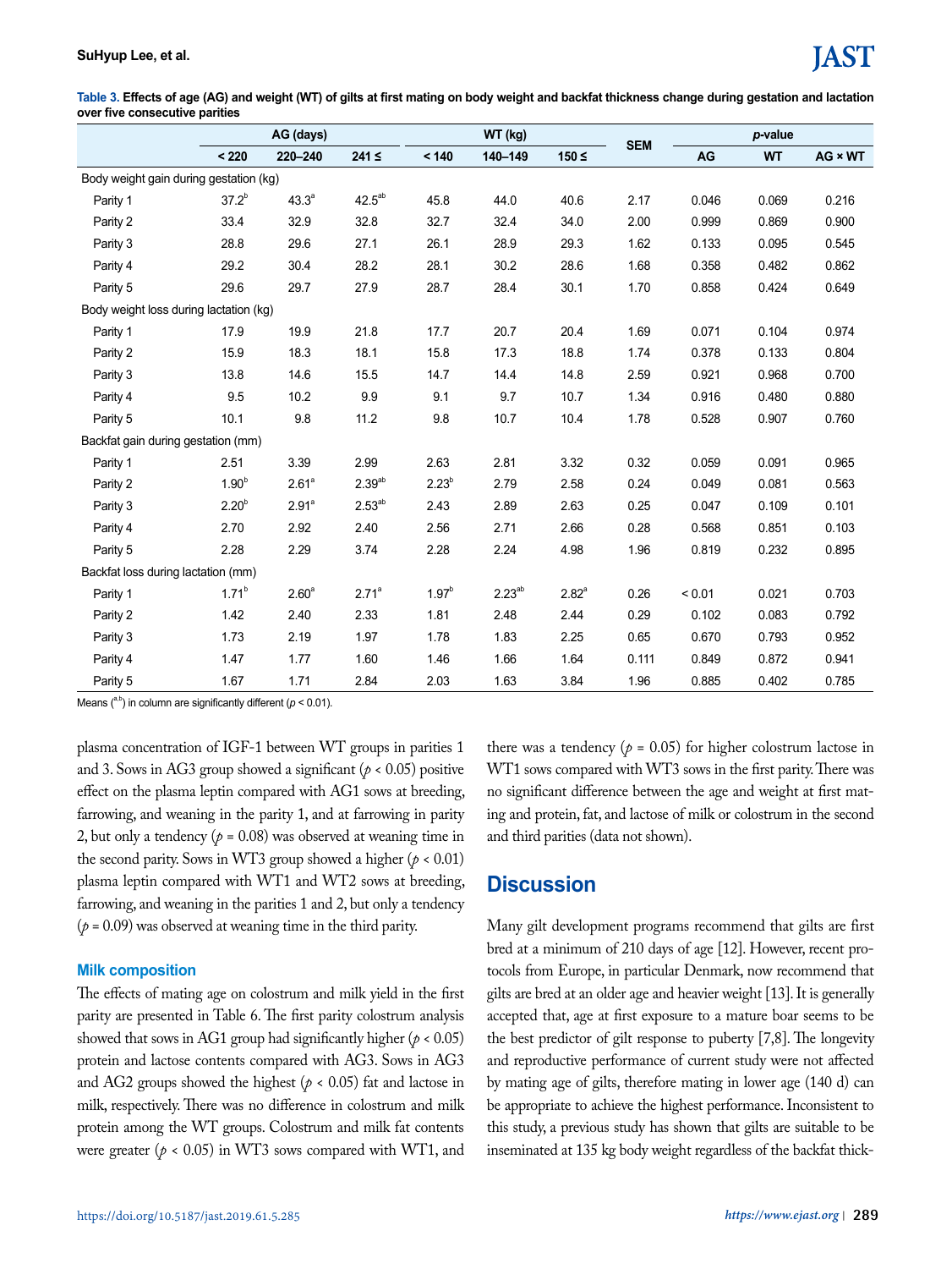**Table 3. Effects of age (AG) and weight (WT) of gilts at first mating on body weight and backfat thickness change during gestation and lactation over five consecutive parities**

| | AG (days) | | | WT (kg) | | | SEM | *p*-value | | |
|---|---|---|---|---|---|---|---|---|---|---|
| | < 220 | 220–240 | 241 ≤ | < 140 | 140–149 | 150 ≤ | | AG | WT | AG × WT |
| Body weight gain during gestation (kg) | | | | | | | | | | |
| Parity 1 | 37.2[b] | 43.3[a] | 42.5[ab] | 45.8 | 44.0 | 40.6 | 2.17 | 0.046 | 0.069 | 0.216 |
| Parity 2 | 33.4 | 32.9 | 32.8 | 32.7 | 32.4 | 34.0 | 2.00 | 0.999 | 0.869 | 0.900 |
| Parity 3 | 28.8 | 29.6 | 27.1 | 26.1 | 28.9 | 29.3 | 1.62 | 0.133 | 0.095 | 0.545 |
| Parity 4 | 29.2 | 30.4 | 28.2 | 28.1 | 30.2 | 28.6 | 1.68 | 0.358 | 0.482 | 0.862 |
| Parity 5 | 29.6 | 29.7 | 27.9 | 28.7 | 28.4 | 30.1 | 1.70 | 0.858 | 0.424 | 0.649 |
| Body weight loss during lactation (kg) | | | | | | | | | | |
| Parity 1 | 17.9 | 19.9 | 21.8 | 17.7 | 20.7 | 20.4 | 1.69 | 0.071 | 0.104 | 0.974 |
| Parity 2 | 15.9 | 18.3 | 18.1 | 15.8 | 17.3 | 18.8 | 1.74 | 0.378 | 0.133 | 0.804 |
| Parity 3 | 13.8 | 14.6 | 15.5 | 14.7 | 14.4 | 14.8 | 2.59 | 0.921 | 0.968 | 0.700 |
| Parity 4 | 9.5 | 10.2 | 9.9 | 9.1 | 9.7 | 10.7 | 1.34 | 0.916 | 0.480 | 0.880 |
| Parity 5 | 10.1 | 9.8 | 11.2 | 9.8 | 10.7 | 10.4 | 1.78 | 0.528 | 0.907 | 0.760 |
| Backfat gain during gestation (mm) | | | | | | | | | | |
| Parity 1 | 2.51 | 3.39 | 2.99 | 2.63 | 2.81 | 3.32 | 0.32 | 0.059 | 0.091 | 0.965 |
| Parity 2 | 1.90[b] | 2.61[a] | 2.39[ab] | 2.23[b] | 2.79 | 2.58 | 0.24 | 0.049 | 0.081 | 0.563 |
| Parity 3 | 2.20[b] | 2.91[a] | 2.53[ab] | 2.43 | 2.89 | 2.63 | 0.25 | 0.047 | 0.109 | 0.101 |
| Parity 4 | 2.70 | 2.92 | 2.40 | 2.56 | 2.71 | 2.66 | 0.28 | 0.568 | 0.851 | 0.103 |
| Parity 5 | 2.28 | 2.29 | 3.74 | 2.28 | 2.24 | 4.98 | 1.96 | 0.819 | 0.232 | 0.895 |
| Backfat loss during lactation (mm) | | | | | | | | | | |
| Parity 1 | 1.71[b] | 2.60[a] | 2.71[a] | 1.97[b] | 2.23[ab] | 2.82[a] | 0.26 | < 0.01 | 0.021 | 0.703 |
| Parity 2 | 1.42 | 2.40 | 2.33 | 1.81 | 2.48 | 2.44 | 0.29 | 0.102 | 0.083 | 0.792 |
| Parity 3 | 1.73 | 2.19 | 1.97 | 1.78 | 1.83 | 2.25 | 0.65 | 0.670 | 0.793 | 0.952 |
| Parity 4 | 1.47 | 1.77 | 1.60 | 1.46 | 1.66 | 1.64 | 0.111 | 0.849 | 0.872 | 0.941 |
| Parity 5 | 1.67 | 1.71 | 2.84 | 2.03 | 1.63 | 3.84 | 1.96 | 0.885 | 0.402 | 0.785 |

Means ([a,b]) in column are significantly different ($p < 0.01$).

plasma concentration of IGF-1 between WT groups in parities 1 and 3. Sows in AG3 group showed a significant ($p < 0.05$) positive effect on the plasma leptin compared with AG1 sows at breeding, farrowing, and weaning in the parity 1, and at farrowing in parity 2, but only a tendency ($p = 0.08$) was observed at weaning time in the second parity. Sows in WT3 group showed a higher ($p < 0.01$) plasma leptin compared with WT1 and WT2 sows at breeding, farrowing, and weaning in the parities 1 and 2, but only a tendency ($p = 0.09$) was observed at weaning time in the third parity.

### Milk composition

The effects of mating age on colostrum and milk yield in the first parity are presented in Table 6. The first parity colostrum analysis showed that sows in AG1 group had significantly higher ($p < 0.05$) protein and lactose contents compared with AG3. Sows in AG3 and AG2 groups showed the highest ($p < 0.05$) fat and lactose in milk, respectively. There was no difference in colostrum and milk protein among the WT groups. Colostrum and milk fat contents were greater ($p < 0.05$) in WT3 sows compared with WT1, and there was a tendency ($p = 0.05$) for higher colostrum lactose in WT1 sows compared with WT3 sows in the first parity. There was no significant difference between the age and weight at first mating and protein, fat, and lactose of milk or colostrum in the second and third parities (data not shown).

## Discussion

Many gilt development programs recommend that gilts are first bred at a minimum of 210 days of age [12]. However, recent protocols from Europe, in particular Denmark, now recommend that gilts are bred at an older age and heavier weight [13]. It is generally accepted that, age at first exposure to a mature boar seems to be the best predictor of gilt response to puberty [7,8]. The longevity and reproductive performance of current study were not affected by mating age of gilts, therefore mating in lower age (140 d) can be appropriate to achieve the highest performance. Inconsistent to this study, a previous study has shown that gilts are suitable to be inseminated at 135 kg body weight regardless of the backfat thick-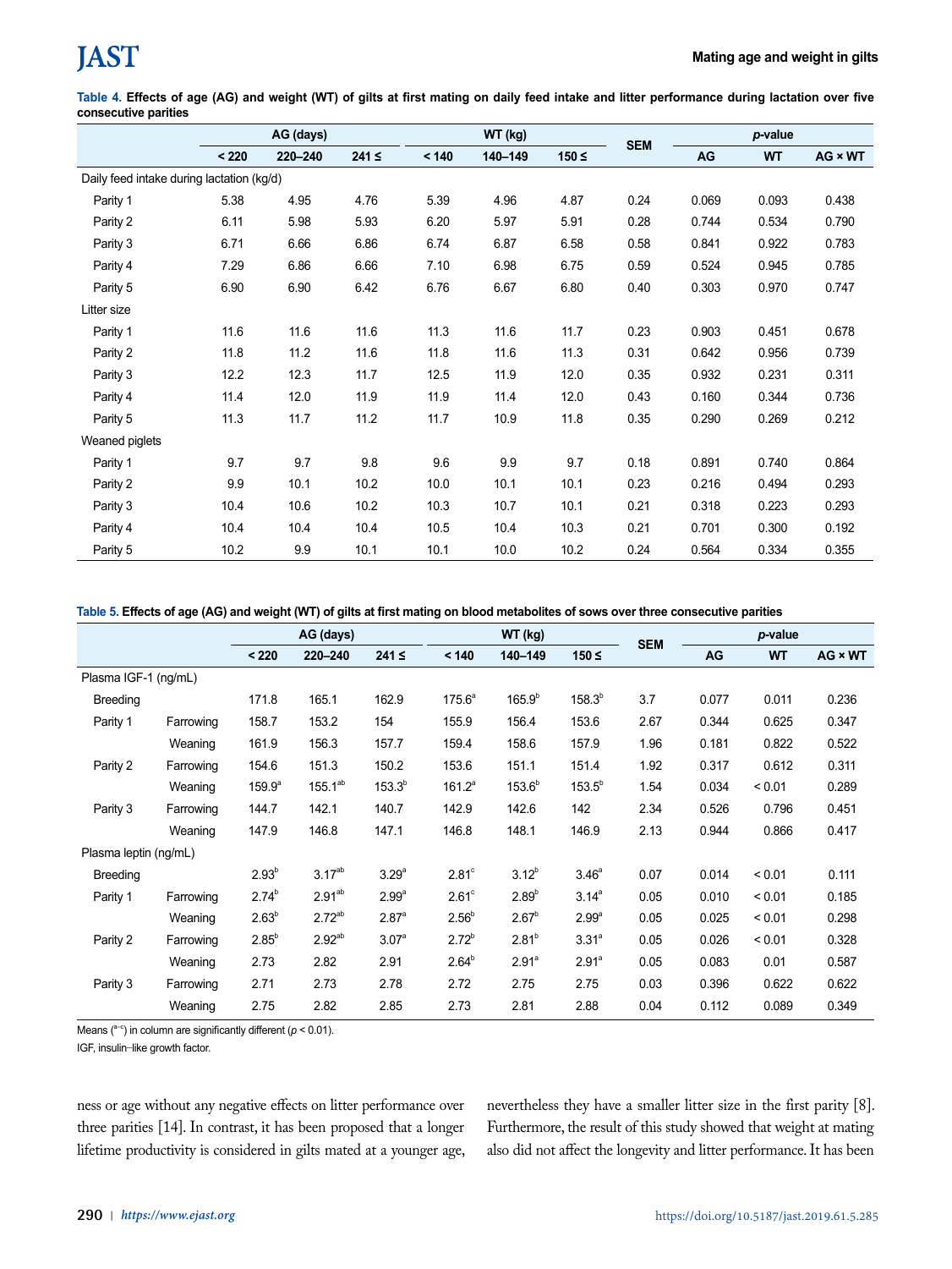**Table 4. Effects of age (AG) and weight (WT) of gilts at first mating on daily feed intake and litter performance during lactation over five consecutive parities**

| | AG (days) | | | WT (kg) | | | SEM | *p*-value | | |
|---|---|---|---|---|---|---|---|---|---|---|
| | < 220 | 220–240 | 241 ≤ | < 140 | 140–149 | 150 ≤ | | AG | WT | AG × WT |
| Daily feed intake during lactation (kg/d) | | | | | | | | | | |
| Parity 1 | 5.38 | 4.95 | 4.76 | 5.39 | 4.96 | 4.87 | 0.24 | 0.069 | 0.093 | 0.438 |
| Parity 2 | 6.11 | 5.98 | 5.93 | 6.20 | 5.97 | 5.91 | 0.28 | 0.744 | 0.534 | 0.790 |
| Parity 3 | 6.71 | 6.66 | 6.86 | 6.74 | 6.87 | 6.58 | 0.58 | 0.841 | 0.922 | 0.783 |
| Parity 4 | 7.29 | 6.86 | 6.66 | 7.10 | 6.98 | 6.75 | 0.59 | 0.524 | 0.945 | 0.785 |
| Parity 5 | 6.90 | 6.90 | 6.42 | 6.76 | 6.67 | 6.80 | 0.40 | 0.303 | 0.970 | 0.747 |
| Litter size | | | | | | | | | | |
| Parity 1 | 11.6 | 11.6 | 11.6 | 11.3 | 11.6 | 11.7 | 0.23 | 0.903 | 0.451 | 0.678 |
| Parity 2 | 11.8 | 11.2 | 11.6 | 11.8 | 11.6 | 11.3 | 0.31 | 0.642 | 0.956 | 0.739 |
| Parity 3 | 12.2 | 12.3 | 11.7 | 12.5 | 11.9 | 12.0 | 0.35 | 0.932 | 0.231 | 0.311 |
| Parity 4 | 11.4 | 12.0 | 11.9 | 11.9 | 11.4 | 12.0 | 0.43 | 0.160 | 0.344 | 0.736 |
| Parity 5 | 11.3 | 11.7 | 11.2 | 11.7 | 10.9 | 11.8 | 0.35 | 0.290 | 0.269 | 0.212 |
| Weaned piglets | | | | | | | | | | |
| Parity 1 | 9.7 | 9.7 | 9.8 | 9.6 | 9.9 | 9.7 | 0.18 | 0.891 | 0.740 | 0.864 |
| Parity 2 | 9.9 | 10.1 | 10.2 | 10.0 | 10.1 | 10.1 | 0.23 | 0.216 | 0.494 | 0.293 |
| Parity 3 | 10.4 | 10.6 | 10.2 | 10.3 | 10.7 | 10.1 | 0.21 | 0.318 | 0.223 | 0.293 |
| Parity 4 | 10.4 | 10.4 | 10.4 | 10.5 | 10.4 | 10.3 | 0.21 | 0.701 | 0.300 | 0.192 |
| Parity 5 | 10.2 | 9.9 | 10.1 | 10.1 | 10.0 | 10.2 | 0.24 | 0.564 | 0.334 | 0.355 |

**Table 5. Effects of age (AG) and weight (WT) of gilts at first mating on blood metabolites of sows over three consecutive parities**

| | | AG (days) | | | WT (kg) | | | SEM | *p*-value | | |
|---|---|---|---|---|---|---|---|---|---|---|---|
| | | < 220 | 220–240 | 241 ≤ | < 140 | 140–149 | 150 ≤ | | AG | WT | AG × WT |
| Plasma IGF-1 (ng/mL) | | | | | | | | | | | |
| Breeding | | 171.8 | 165.1 | 162.9 | 175.6[a] | 165.9[b] | 158.3[b] | 3.7 | 0.077 | 0.011 | 0.236 |
| Parity 1 | Farrowing | 158.7 | 153.2 | 154 | 155.9 | 156.4 | 153.6 | 2.67 | 0.344 | 0.625 | 0.347 |
| | Weaning | 161.9 | 156.3 | 157.7 | 159.4 | 158.6 | 157.9 | 1.96 | 0.181 | 0.822 | 0.522 |
| Parity 2 | Farrowing | 154.6 | 151.3 | 150.2 | 153.6 | 151.1 | 151.4 | 1.92 | 0.317 | 0.612 | 0.311 |
| | Weaning | 159.9[a] | 155.1[ab] | 153.3[b] | 161.2[a] | 153.6[b] | 153.5[b] | 1.54 | 0.034 | < 0.01 | 0.289 |
| Parity 3 | Farrowing | 144.7 | 142.1 | 140.7 | 142.9 | 142.6 | 142 | 2.34 | 0.526 | 0.796 | 0.451 |
| | Weaning | 147.9 | 146.8 | 147.1 | 146.8 | 148.1 | 146.9 | 2.13 | 0.944 | 0.866 | 0.417 |
| Plasma leptin (ng/mL) | | | | | | | | | | | |
| Breeding | | 2.93[b] | 3.17[ab] | 3.29[a] | 2.81[c] | 3.12[b] | 3.46[a] | 0.07 | 0.014 | < 0.01 | 0.111 |
| Parity 1 | Farrowing | 2.74[b] | 2.91[ab] | 2.99[a] | 2.61[c] | 2.89[b] | 3.14[a] | 0.05 | 0.010 | < 0.01 | 0.185 |
| | Weaning | 2.63[b] | 2.72[ab] | 2.87[a] | 2.56[b] | 2.67[b] | 2.99[a] | 0.05 | 0.025 | < 0.01 | 0.298 |
| Parity 2 | Farrowing | 2.85[b] | 2.92[ab] | 3.07[a] | 2.72[b] | 2.81[b] | 3.31[a] | 0.05 | 0.026 | < 0.01 | 0.328 |
| | Weaning | 2.73 | 2.82 | 2.91 | 2.64[b] | 2.91[a] | 2.91[a] | 0.05 | 0.083 | 0.01 | 0.587 |
| Parity 3 | Farrowing | 2.71 | 2.73 | 2.78 | 2.72 | 2.75 | 2.75 | 0.03 | 0.396 | 0.622 | 0.622 |
| | Weaning | 2.75 | 2.82 | 2.85 | 2.73 | 2.81 | 2.88 | 0.04 | 0.112 | 0.089 | 0.349 |

Means ([a–c]) in column are significantly different ($p < 0.01$).

IGF, insulin-like growth factor.

ness or age without any negative effects on litter performance over three parities [14]. In contrast, it has been proposed that a longer lifetime productivity is considered in gilts mated at a younger age, nevertheless they have a smaller litter size in the first parity [8]. Furthermore, the result of this study showed that weight at mating also did not affect the longevity and litter performance. It has been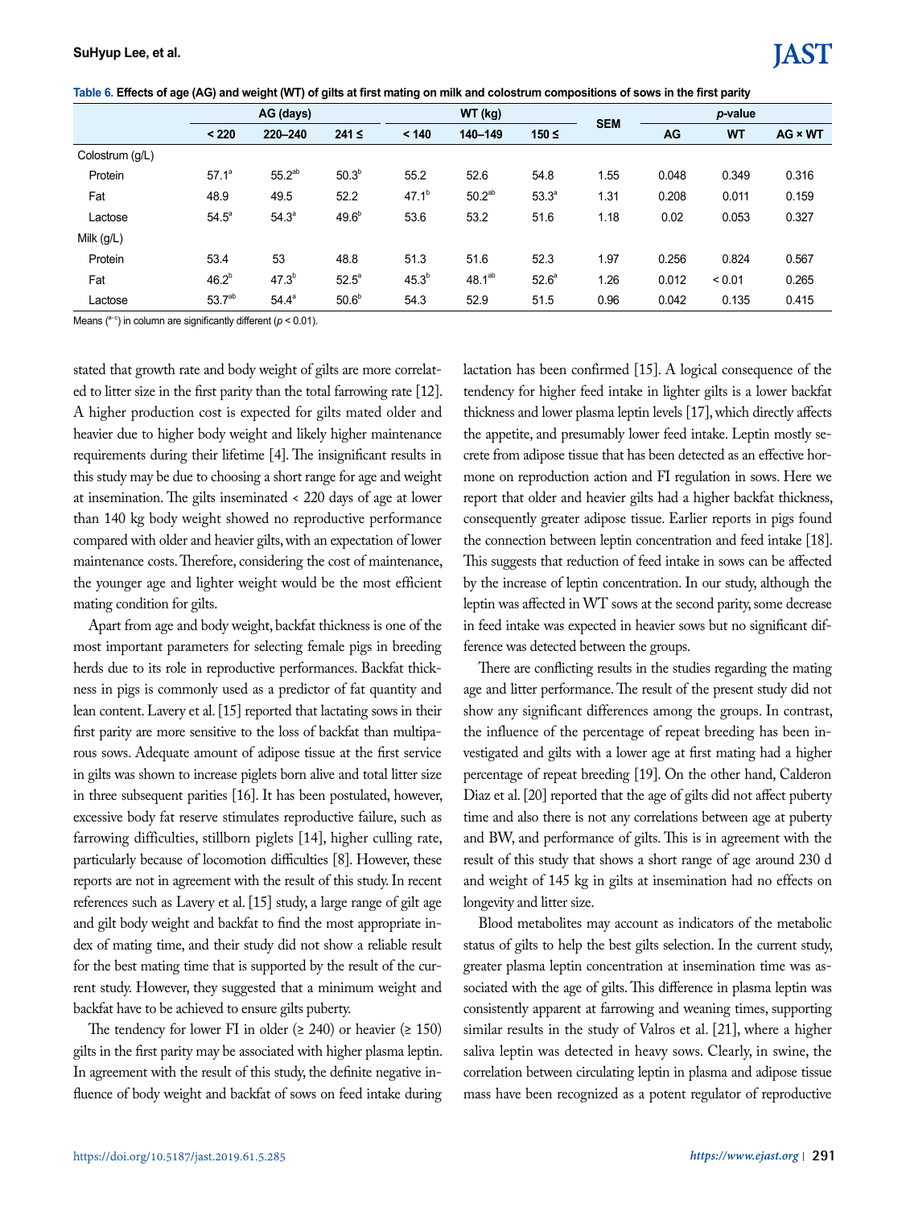**Table 6. Effects of age (AG) and weight (WT) of gilts at first mating on milk and colostrum compositions of sows in the first parity**

| | AG (days) | | | WT (kg) | | | SEM | *p*-value | | |
|---|---|---|---|---|---|---|---|---|---|---|
| | < 220 | 220–240 | 241 ≤ | < 140 | 140–149 | 150 ≤ | | AG | WT | AG × WT |
| Colostrum (g/L) | | | | | | | | | | |
| Protein | 57.1[a] | 55.2[ab] | 50.3[b] | 55.2 | 52.6 | 54.8 | 1.55 | 0.048 | 0.349 | 0.316 |
| Fat | 48.9 | 49.5 | 52.2 | 47.1[b] | 50.2[ab] | 53.3[a] | 1.31 | 0.208 | 0.011 | 0.159 |
| Lactose | 54.5[a] | 54.3[a] | 49.6[b] | 53.6 | 53.2 | 51.6 | 1.18 | 0.02 | 0.053 | 0.327 |
| Milk (g/L) | | | | | | | | | | |
| Protein | 53.4 | 53 | 48.8 | 51.3 | 51.6 | 52.3 | 1.97 | 0.256 | 0.824 | 0.567 |
| Fat | 46.2[b] | 47.3[b] | 52.5[a] | 45.3[b] | 48.1[ab] | 52.6[a] | 1.26 | 0.012 | < 0.01 | 0.265 |
| Lactose | 53.7[ab] | 54.4[a] | 50.6[b] | 54.3 | 52.9 | 51.5 | 0.96 | 0.042 | 0.135 | 0.415 |

Means ([a–c]) in column are significantly different ($p < 0.01$).

stated that growth rate and body weight of gilts are more correlated to litter size in the first parity than the total farrowing rate [12]. A higher production cost is expected for gilts mated older and heavier due to higher body weight and likely higher maintenance requirements during their lifetime [4]. The insignificant results in this study may be due to choosing a short range for age and weight at insemination. The gilts inseminated < 220 days of age at lower than 140 kg body weight showed no reproductive performance compared with older and heavier gilts, with an expectation of lower maintenance costs. Therefore, considering the cost of maintenance, the younger age and lighter weight would be the most efficient mating condition for gilts.

Apart from age and body weight, backfat thickness is one of the most important parameters for selecting female pigs in breeding herds due to its role in reproductive performances. Backfat thickness in pigs is commonly used as a predictor of fat quantity and lean content. Lavery et al. [15] reported that lactating sows in their first parity are more sensitive to the loss of backfat than multiparous sows. Adequate amount of adipose tissue at the first service in gilts was shown to increase piglets born alive and total litter size in three subsequent parities [16]. It has been postulated, however, excessive body fat reserve stimulates reproductive failure, such as farrowing difficulties, stillborn piglets [14], higher culling rate, particularly because of locomotion difficulties [8]. However, these reports are not in agreement with the result of this study. In recent references such as Lavery et al. [15] study, a large range of gilt age and gilt body weight and backfat to find the most appropriate index of mating time, and their study did not show a reliable result for the best mating time that is supported by the result of the current study. However, they suggested that a minimum weight and backfat have to be achieved to ensure gilts puberty.

The tendency for lower FI in older (≥ 240) or heavier (≥ 150) gilts in the first parity may be associated with higher plasma leptin. In agreement with the result of this study, the definite negative influence of body weight and backfat of sows on feed intake during lactation has been confirmed [15]. A logical consequence of the tendency for higher feed intake in lighter gilts is a lower backfat thickness and lower plasma leptin levels [17], which directly affects the appetite, and presumably lower feed intake. Leptin mostly secrete from adipose tissue that has been detected as an effective hormone on reproduction action and FI regulation in sows. Here we report that older and heavier gilts had a higher backfat thickness, consequently greater adipose tissue. Earlier reports in pigs found the connection between leptin concentration and feed intake [18]. This suggests that reduction of feed intake in sows can be affected by the increase of leptin concentration. In our study, although the leptin was affected in WT sows at the second parity, some decrease in feed intake was expected in heavier sows but no significant difference was detected between the groups.

There are conflicting results in the studies regarding the mating age and litter performance. The result of the present study did not show any significant differences among the groups. In contrast, the influence of the percentage of repeat breeding has been investigated and gilts with a lower age at first mating had a higher percentage of repeat breeding [19]. On the other hand, Calderon Diaz et al. [20] reported that the age of gilts did not affect puberty time and also there is not any correlations between age at puberty and BW, and performance of gilts. This is in agreement with the result of this study that shows a short range of age around 230 d and weight of 145 kg in gilts at insemination had no effects on longevity and litter size.

Blood metabolites may account as indicators of the metabolic status of gilts to help the best gilts selection. In the current study, greater plasma leptin concentration at insemination time was associated with the age of gilts. This difference in plasma leptin was consistently apparent at farrowing and weaning times, supporting similar results in the study of Valros et al. [21], where a higher saliva leptin was detected in heavy sows. Clearly, in swine, the correlation between circulating leptin in plasma and adipose tissue mass have been recognized as a potent regulator of reproductive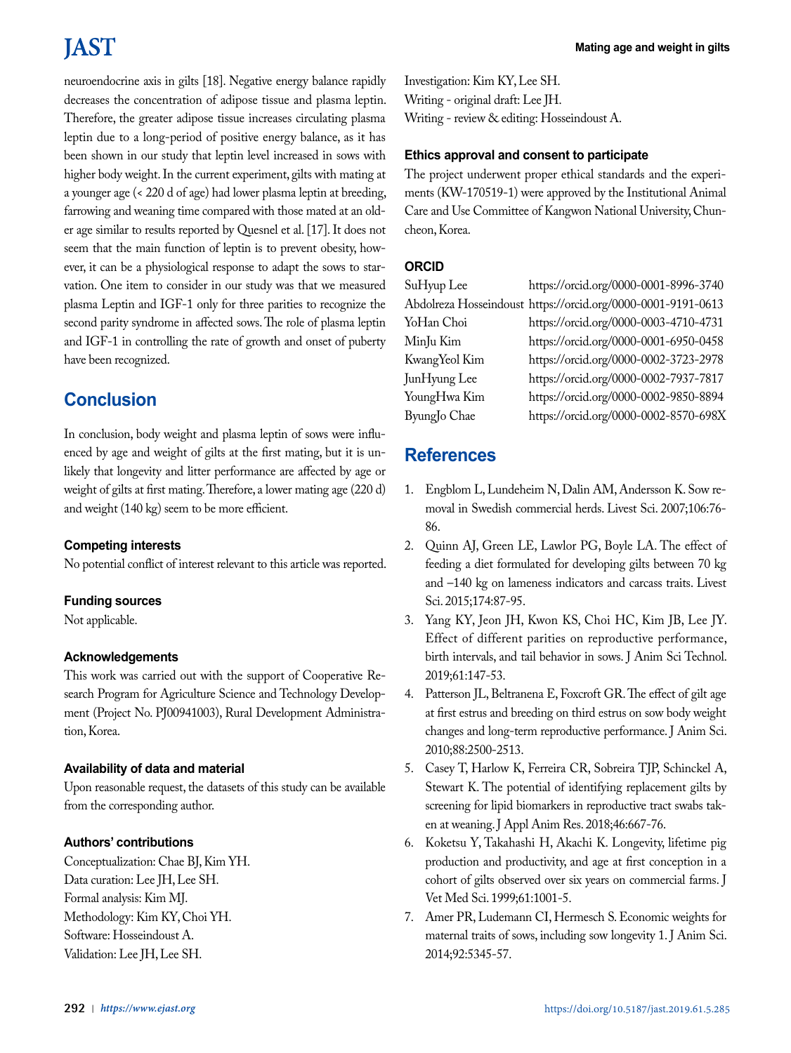neuroendocrine axis in gilts [18]. Negative energy balance rapidly decreases the concentration of adipose tissue and plasma leptin. Therefore, the greater adipose tissue increases circulating plasma leptin due to a long-period of positive energy balance, as it has been shown in our study that leptin level increased in sows with higher body weight. In the current experiment, gilts with mating at a younger age (< 220 d of age) had lower plasma leptin at breeding, farrowing and weaning time compared with those mated at an older age similar to results reported by Quesnel et al. [17]. It does not seem that the main function of leptin is to prevent obesity, however, it can be a physiological response to adapt the sows to starvation. One item to consider in our study was that we measured plasma Leptin and IGF-1 only for three parities to recognize the second parity syndrome in affected sows. The role of plasma leptin and IGF-1 in controlling the rate of growth and onset of puberty have been recognized.

## Conclusion

In conclusion, body weight and plasma leptin of sows were influenced by age and weight of gilts at the first mating, but it is unlikely that longevity and litter performance are affected by age or weight of gilts at first mating. Therefore, a lower mating age (220 d) and weight (140 kg) seem to be more efficient.

### Competing interests

No potential conflict of interest relevant to this article was reported.

### Funding sources

Not applicable.

### Acknowledgements

This work was carried out with the support of Cooperative Research Program for Agriculture Science and Technology Development (Project No. PJ00941003), Rural Development Administration, Korea.

### Availability of data and material

Upon reasonable request, the datasets of this study can be available from the corresponding author.

### Authors' contributions

Conceptualization: Chae BJ, Kim YH.
Data curation: Lee JH, Lee SH.
Formal analysis: Kim MJ.
Methodology: Kim KY, Choi YH.
Software: Hosseindoust A.
Validation: Lee JH, Lee SH.
Investigation: Kim KY, Lee SH.
Writing - original draft: Lee JH.
Writing - review & editing: Hosseindoust A.

### Ethics approval and consent to participate

The project underwent proper ethical standards and the experiments (KW-170519-1) were approved by the Institutional Animal Care and Use Committee of Kangwon National University, Chuncheon, Korea.

### ORCID

| | |
|---|---|
| SuHyup Lee | https://orcid.org/0000-0001-8996-3740 |
| Abdolreza Hosseindoust | https://orcid.org/0000-0001-9191-0613 |
| YoHan Choi | https://orcid.org/0000-0003-4710-4731 |
| MinJu Kim | https://orcid.org/0000-0001-6950-0458 |
| KwangYeol Kim | https://orcid.org/0000-0002-3723-2978 |
| JunHyung Lee | https://orcid.org/0000-0002-7937-7817 |
| YoungHwa Kim | https://orcid.org/0000-0002-9850-8894 |
| ByungJo Chae | https://orcid.org/0000-0002-8570-698X |

## References

1. Engblom L, Lundeheim N, Dalin AM, Andersson K. Sow removal in Swedish commercial herds. Livest Sci. 2007;106:76-86.
2. Quinn AJ, Green LE, Lawlor PG, Boyle LA. The effect of feeding a diet formulated for developing gilts between 70 kg and ~140 kg on lameness indicators and carcass traits. Livest Sci. 2015;174:87-95.
3. Yang KY, Jeon JH, Kwon KS, Choi HC, Kim JB, Lee JY. Effect of different parities on reproductive performance, birth intervals, and tail behavior in sows. J Anim Sci Technol. 2019;61:147-53.
4. Patterson JL, Beltranena E, Foxcroft GR. The effect of gilt age at first estrus and breeding on third estrus on sow body weight changes and long-term reproductive performance. J Anim Sci. 2010;88:2500-2513.
5. Casey T, Harlow K, Ferreira CR, Sobreira TJP, Schinckel A, Stewart K. The potential of identifying replacement gilts by screening for lipid biomarkers in reproductive tract swabs taken at weaning. J Appl Anim Res. 2018;46:667-76.
6. Koketsu Y, Takahashi H, Akachi K. Longevity, lifetime pig production and productivity, and age at first conception in a cohort of gilts observed over six years on commercial farms. J Vet Med Sci. 1999;61:1001-5.
7. Amer PR, Ludemann CI, Hermesch S. Economic weights for maternal traits of sows, including sow longevity 1. J Anim Sci. 2014;92:5345-57.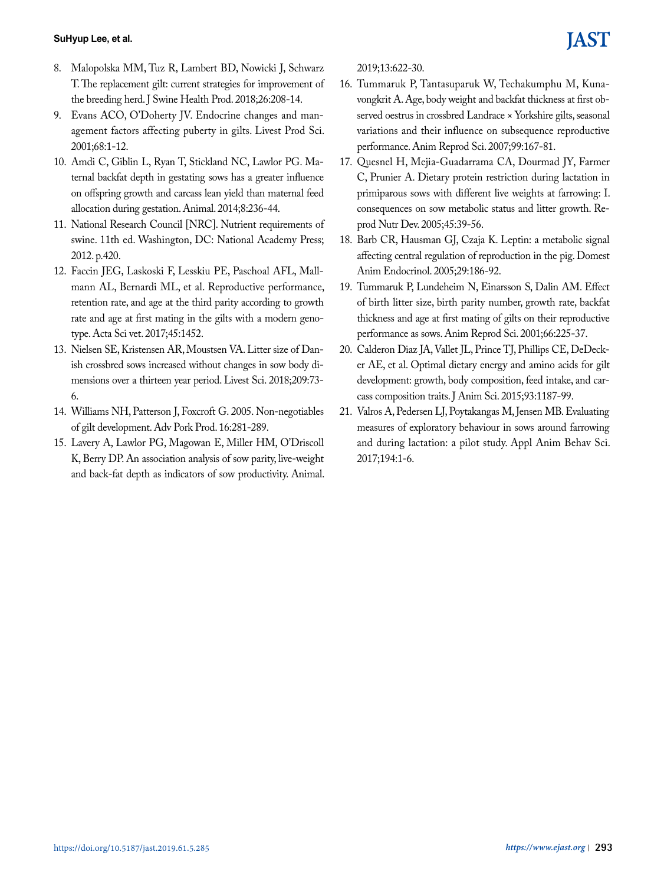8. Malopolska MM, Tuz R, Lambert BD, Nowicki J, Schwarz T. The replacement gilt: current strategies for improvement of the breeding herd. J Swine Health Prod. 2018;26:208-14.
9. Evans ACO, O'Doherty JV. Endocrine changes and management factors affecting puberty in gilts. Livest Prod Sci. 2001;68:1-12.
10. Amdi C, Giblin L, Ryan T, Stickland NC, Lawlor PG. Maternal backfat depth in gestating sows has a greater influence on offspring growth and carcass lean yield than maternal feed allocation during gestation. Animal. 2014;8:236-44.
11. National Research Council [NRC]. Nutrient requirements of swine. 11th ed. Washington, DC: National Academy Press; 2012. p.420.
12. Faccin JEG, Laskoski F, Lesskiu PE, Paschoal AFL, Mallmann AL, Bernardi ML, et al. Reproductive performance, retention rate, and age at the third parity according to growth rate and age at first mating in the gilts with a modern genotype. Acta Sci vet. 2017;45:1452.
13. Nielsen SE, Kristensen AR, Moustsen VA. Litter size of Danish crossbred sows increased without changes in sow body dimensions over a thirteen year period. Livest Sci. 2018;209:73-6.
14. Williams NH, Patterson J, Foxcroft G. 2005. Non-negotiables of gilt development. Adv Pork Prod. 16:281-289.
15. Lavery A, Lawlor PG, Magowan E, Miller HM, O'Driscoll K, Berry DP. An association analysis of sow parity, live-weight and back-fat depth as indicators of sow productivity. Animal. 2019;13:622-30.
16. Tummaruk P, Tantasuparuk W, Techakumphu M, Kunavongkrit A. Age, body weight and backfat thickness at first observed oestrus in crossbred Landrace × Yorkshire gilts, seasonal variations and their influence on subsequence reproductive performance. Anim Reprod Sci. 2007;99:167-81.
17. Quesnel H, Mejia-Guadarrama CA, Dourmad JY, Farmer C, Prunier A. Dietary protein restriction during lactation in primiparous sows with different live weights at farrowing: I. consequences on sow metabolic status and litter growth. Reprod Nutr Dev. 2005;45:39-56.
18. Barb CR, Hausman GJ, Czaja K. Leptin: a metabolic signal affecting central regulation of reproduction in the pig. Domest Anim Endocrinol. 2005;29:186-92.
19. Tummaruk P, Lundeheim N, Einarsson S, Dalin AM. Effect of birth litter size, birth parity number, growth rate, backfat thickness and age at first mating of gilts on their reproductive performance as sows. Anim Reprod Sci. 2001;66:225-37.
20. Calderon Diaz JA, Vallet JL, Prince TJ, Phillips CE, DeDecker AE, et al. Optimal dietary energy and amino acids for gilt development: growth, body composition, feed intake, and carcass composition traits. J Anim Sci. 2015;93:1187-99.
21. Valros A, Pedersen LJ, Poytakangas M, Jensen MB. Evaluating measures of exploratory behaviour in sows around farrowing and during lactation: a pilot study. Appl Anim Behav Sci. 2017;194:1-6.